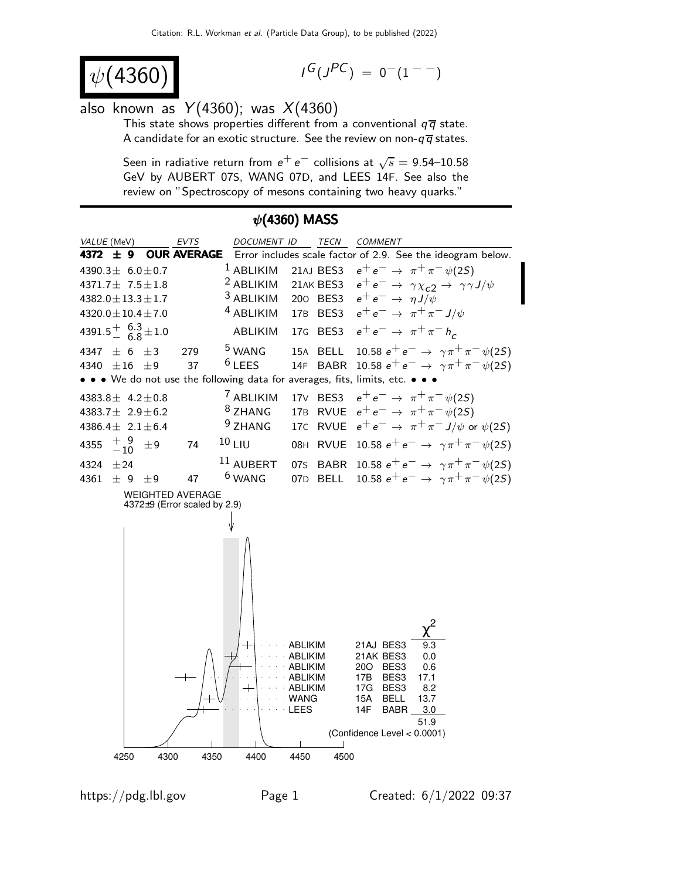# $\psi(4360)$

$I^G(J^{PC}) = 0^-(1^{--})$

also known as $Y(4360)$; was $X(4360)$

This state shows properties different from a conventional $q\overline{q}$ state. A candidate for an exotic structure. See the review on non-$q\overline{q}$ states.

Seen in radiative return from $e^+e^-$ collisions at $\sqrt{s}$ = 9.54–10.58 GeV by AUBERT 07S, WANG 07D, and LEES 14F. See also the review on "Spectroscopy of mesons containing two heavy quarks."

## $\psi(4360)$ MASS

| VALUE (MeV) | EVTS | DOCUMENT ID | | TECN | COMMENT |
|---|---|---|---|---|---|
| **4372 ± 9 OUR AVERAGE** | | Error includes scale factor of 2.9. See the ideogram below. | | | |
| $4390.3 \pm 6.0 \pm 0.7$ | | [1] ABLIKIM | 21AJ | BES3 | $e^+e^- \to \pi^+\pi^-\psi(2S)$ |
| $4371.7 \pm 7.5 \pm 1.8$ | | [2] ABLIKIM | 21AK | BES3 | $e^+e^- \to \gamma\chi_{c2} \to \gamma\gamma J/\psi$ |
| $4382.0 \pm 13.3 \pm 1.7$ | | [3] ABLIKIM | 20O | BES3 | $e^+e^- \to \eta J/\psi$ |
| $4320.0 \pm 10.4 \pm 7.0$ | | [4] ABLIKIM | 17B | BES3 | $e^+e^- \to \pi^+\pi^- J/\psi$ |
| $4391.5^{+\ 6.3}_{-\ 6.8} \pm 1.0$ | | ABLIKIM | 17G | BES3 | $e^+e^- \to \pi^+\pi^- h_c$ |
| $4347 \pm 6 \pm 3$ | 279 | [5] WANG | 15A | BELL | $10.58\ e^+e^- \to \gamma\pi^+\pi^-\psi(2S)$ |
| $4340 \pm 16 \pm 9$ | 37 | [6] LEES | 14F | BABR | $10.58\ e^+e^- \to \gamma\pi^+\pi^-\psi(2S)$ |
| • • • We do not use the following data for averages, fits, limits, etc. • • • | | | | | |
| $4383.8 \pm 4.2 \pm 0.8$ | | [7] ABLIKIM | 17V | BES3 | $e^+e^- \to \pi^+\pi^-\psi(2S)$ |
| $4383.7 \pm 2.9 \pm 6.2$ | | [8] ZHANG | 17B | RVUE | $e^+e^- \to \pi^+\pi^-\psi(2S)$ |
| $4386.4 \pm 2.1 \pm 6.4$ | | [9] ZHANG | 17C | RVUE | $e^+e^- \to \pi^+\pi^- J/\psi$ or $\psi(2S)$ |
| $4355\ ^{+\ 9}_{-10} \pm 9$ | 74 | [10] LIU | 08H | RVUE | $10.58\ e^+e^- \to \gamma\pi^+\pi^-\psi(2S)$ |
| $4324 \pm 24$ | | [11] AUBERT | 07S | BABR | $10.58\ e^+e^- \to \gamma\pi^+\pi^-\psi(2S)$ |
| $4361 \pm 9 \pm 9$ | 47 | [6] WANG | 07D | BELL | $10.58\ e^+e^- \to \gamma\pi^+\pi^-\psi(2S)$ |

WEIGHTED AVERAGE
4372±9 (Error scaled by 2.9)

| | | | $\chi^2$ |
|---|---|---|---|
| ABLIKIM | 21AJ | BES3 | 9.3 |
| ABLIKIM | 21AK | BES3 | 0.0 |
| ABLIKIM | 20O | BES3 | 0.6 |
| ABLIKIM | 17B | BES3 | 17.1 |
| ABLIKIM | 17G | BES3 | 8.2 |
| WANG | 15A | BELL | 13.7 |
| LEES | 14F | BABR | 3.0 |
| | | | 51.9 |

(Confidence Level < 0.0001)

4250 4300 4350 4400 4450 4500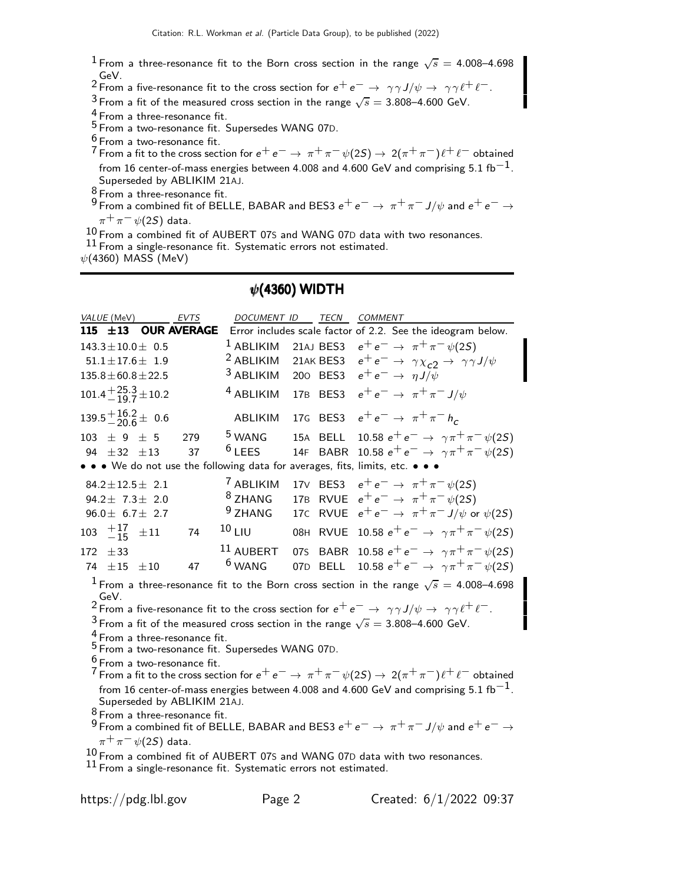[1] From a three-resonance fit to the Born cross section in the range $\sqrt{s}$ = 4.008–4.698 GeV.
[2] From a five-resonance fit to the cross section for $e^+ e^- \rightarrow \gamma\gamma J/\psi \rightarrow \gamma\gamma \ell^+ \ell^-$.
[3] From a fit of the measured cross section in the range $\sqrt{s}$ = 3.808–4.600 GeV.
[4] From a three-resonance fit.
[5] From a two-resonance fit. Supersedes WANG 07D.
[6] From a two-resonance fit.
[7] From a fit to the cross section for $e^+ e^- \rightarrow \pi^+ \pi^- \psi(2S) \rightarrow 2(\pi^+ \pi^-)\ell^+ \ell^-$ obtained from 16 center-of-mass energies between 4.008 and 4.600 GeV and comprising 5.1 fb$^{-1}$. Superseded by ABLIKIM 21AJ.
[8] From a three-resonance fit.
[9] From a combined fit of BELLE, BABAR and BES3 $e^+ e^- \rightarrow \pi^+ \pi^- J/\psi$ and $e^+ e^- \rightarrow \pi^+ \pi^- \psi(2S)$ data.
[10] From a combined fit of AUBERT 07S and WANG 07D data with two resonances.
[11] From a single-resonance fit. Systematic errors not estimated.

$\psi(4360)$ MASS (MeV)

## $\psi$(4360) WIDTH

| VALUE (MeV) | EVTS | DOCUMENT ID | | TECN | COMMENT |
|---|---|---|---|---|---|
| **115 ±13 OUR AVERAGE** | | Error includes scale factor of 2.2. See the ideogram below. | | | |
| $143.3 \pm 10.0 \pm 0.5$ | | [1] ABLIKIM | 21AJ | BES3 | $e^+ e^- \rightarrow \pi^+ \pi^- \psi(2S)$ |
| $51.1 \pm 17.6 \pm 1.9$ | | [2] ABLIKIM | 21AK | BES3 | $e^+ e^- \rightarrow \gamma\chi_{c2} \rightarrow \gamma\gamma J/\psi$ |
| $135.8 \pm 60.8 \pm 22.5$ | | [3] ABLIKIM | 20O | BES3 | $e^+ e^- \rightarrow \eta J/\psi$ |
| $101.4^{+25.3}_{-19.7} \pm 10.2$ | | [4] ABLIKIM | 17B | BES3 | $e^+ e^- \rightarrow \pi^+ \pi^- J/\psi$ |
| $139.5^{+16.2}_{-20.6} \pm 0.6$ | | ABLIKIM | 17G | BES3 | $e^+ e^- \rightarrow \pi^+ \pi^- h_c$ |
| $103 \pm 9 \pm 5$ | 279 | [5] WANG | 15A | BELL | 10.58 $e^+ e^- \rightarrow \gamma\pi^+ \pi^- \psi(2S)$ |
| $94 \pm 32 \pm 13$ | 37 | [6] LEES | 14F | BABR | 10.58 $e^+ e^- \rightarrow \gamma\pi^+ \pi^- \psi(2S)$ |
| • • • We do not use the following data for averages, fits, limits, etc. • • • | | | | | |
| $84.2 \pm 12.5 \pm 2.1$ | | [7] ABLIKIM | 17V | BES3 | $e^+ e^- \rightarrow \pi^+ \pi^- \psi(2S)$ |
| $94.2 \pm 7.3 \pm 2.0$ | | [8] ZHANG | 17B | RVUE | $e^+ e^- \rightarrow \pi^+ \pi^- \psi(2S)$ |
| $96.0 \pm 6.7 \pm 2.7$ | | [9] ZHANG | 17C | RVUE | $e^+ e^- \rightarrow \pi^+ \pi^- J/\psi$ or $\psi(2S)$ |
| $103^{+17}_{-15} \pm 11$ | 74 | [10] LIU | 08H | RVUE | 10.58 $e^+ e^- \rightarrow \gamma\pi^+ \pi^- \psi(2S)$ |
| $172 \pm 33$ | | [11] AUBERT | 07S | BABR | 10.58 $e^+ e^- \rightarrow \gamma\pi^+ \pi^- \psi(2S)$ |
| $74 \pm 15 \pm 10$ | 47 | [6] WANG | 07D | BELL | 10.58 $e^+ e^- \rightarrow \gamma\pi^+ \pi^- \psi(2S)$ |

[1] From a three-resonance fit to the Born cross section in the range $\sqrt{s}$ = 4.008–4.698 GeV.
[2] From a five-resonance fit to the cross section for $e^+ e^- \rightarrow \gamma\gamma J/\psi \rightarrow \gamma\gamma \ell^+ \ell^-$.
[3] From a fit of the measured cross section in the range $\sqrt{s}$ = 3.808–4.600 GeV.
[4] From a three-resonance fit.
[5] From a two-resonance fit. Supersedes WANG 07D.
[6] From a two-resonance fit.
[7] From a fit to the cross section for $e^+ e^- \rightarrow \pi^+ \pi^- \psi(2S) \rightarrow 2(\pi^+ \pi^-)\ell^+ \ell^-$ obtained from 16 center-of-mass energies between 4.008 and 4.600 GeV and comprising 5.1 fb$^{-1}$. Superseded by ABLIKIM 21AJ.
[8] From a three-resonance fit.
[9] From a combined fit of BELLE, BABAR and BES3 $e^+ e^- \rightarrow \pi^+ \pi^- J/\psi$ and $e^+ e^- \rightarrow \pi^+ \pi^- \psi(2S)$ data.
[10] From a combined fit of AUBERT 07S and WANG 07D data with two resonances.
[11] From a single-resonance fit. Systematic errors not estimated.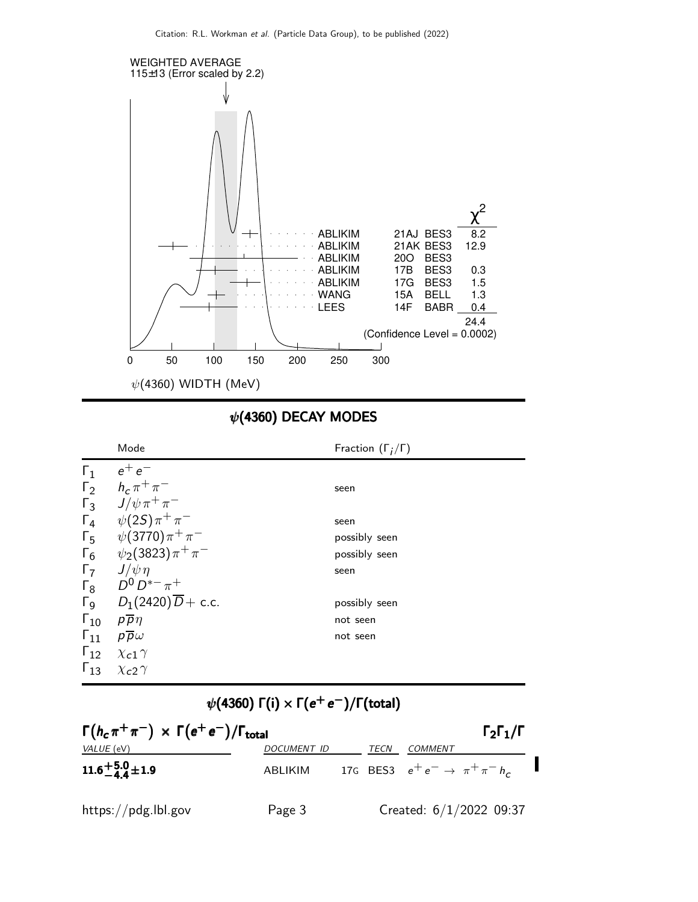WEIGHTED AVERAGE
115±13 (Error scaled by 2.2)

| | | | $\chi^2$ |
|---|---|---|---|
| ABLIKIM | 21AJ | BES3 | 8.2 |
| ABLIKIM | 21AK | BES3 | 12.9 |
| ABLIKIM | 20O | BES3 | |
| ABLIKIM | 17B | BES3 | 0.3 |
| ABLIKIM | 17G | BES3 | 1.5 |
| WANG | 15A | BELL | 1.3 |
| LEES | 14F | BABR | 0.4 |
| | | | 24.4 |

(Confidence Level = 0.0002)

$\psi(4360)$ WIDTH (MeV)

## $\psi(4360)$ DECAY MODES

| | Mode | Fraction ($\Gamma_i/\Gamma$) |
|---|---|---|
| $\Gamma_1$ | $e^+e^-$ | |
| $\Gamma_2$ | $h_c\pi^+\pi^-$ | seen |
| $\Gamma_3$ | $J/\psi\pi^+\pi^-$ | |
| $\Gamma_4$ | $\psi(2S)\pi^+\pi^-$ | seen |
| $\Gamma_5$ | $\psi(3770)\pi^+\pi^-$ | possibly seen |
| $\Gamma_6$ | $\psi_2(3823)\pi^+\pi^-$ | possibly seen |
| $\Gamma_7$ | $J/\psi\eta$ | seen |
| $\Gamma_8$ | $D^0D^{*-}\pi^+$ | |
| $\Gamma_9$ | $D_1(2420)\overline{D}+$ c.c. | possibly seen |
| $\Gamma_{10}$ | $p\overline{p}\eta$ | not seen |
| $\Gamma_{11}$ | $p\overline{p}\omega$ | not seen |
| $\Gamma_{12}$ | $\chi_{c1}\gamma$ | |
| $\Gamma_{13}$ | $\chi_{c2}\gamma$ | |

## $\psi(4360)$ $\Gamma(i)\times\Gamma(e^+e^-)/\Gamma(\text{total})$

### $\Gamma(h_c\pi^+\pi^-) \times \Gamma(e^+e^-)/\Gamma_{\text{total}}$ — $\Gamma_2\Gamma_1/\Gamma$

| VALUE (eV) | DOCUMENT ID | TECN | COMMENT |
|---|---|---|---|
| **$11.6^{+5.0}_{-4.4}\pm1.9$** | ABLIKIM 17G | BES3 | $e^+e^-\to\pi^+\pi^-h_c$ |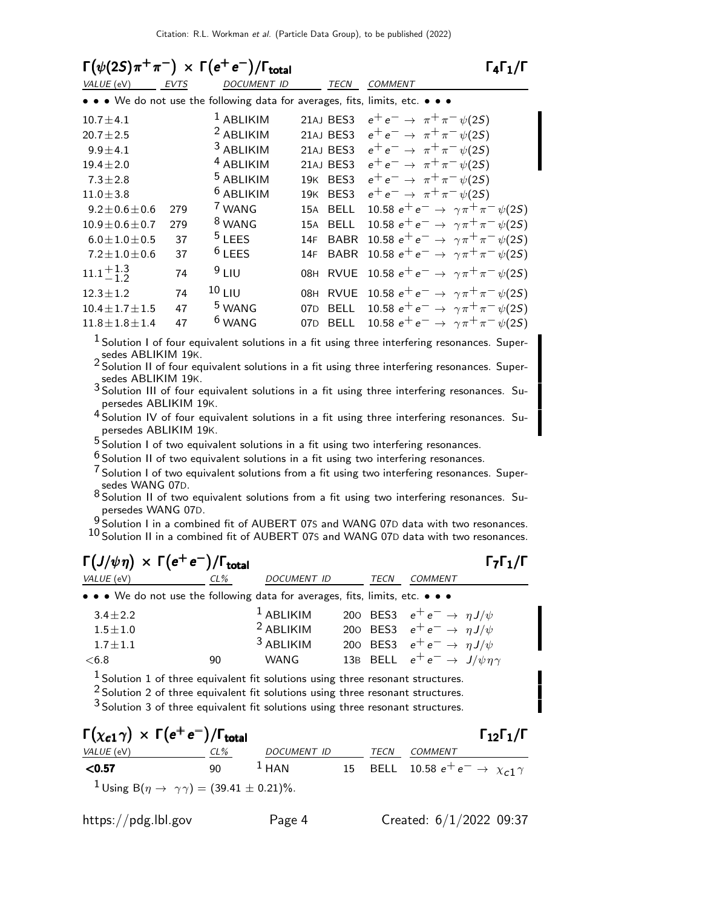## $\Gamma(\psi(2S)\pi^+\pi^-) \times \Gamma(e^+e^-)/\Gamma_{\text{total}}$ $\quad\Gamma_4\Gamma_1/\Gamma$

| VALUE (eV) | EVTS | DOCUMENT ID | | TECN | COMMENT |
|---|---|---|---|---|---|
| • • • We do not use the following data for averages, fits, limits, etc. • • • | | | | | |
| $10.7\pm4.1$ | | [1] ABLIKIM | 21AJ | BES3 | $e^+e^- \to \pi^+\pi^-\psi(2S)$ |
| $20.7\pm2.5$ | | [2] ABLIKIM | 21AJ | BES3 | $e^+e^- \to \pi^+\pi^-\psi(2S)$ |
| $9.9\pm4.1$ | | [3] ABLIKIM | 21AJ | BES3 | $e^+e^- \to \pi^+\pi^-\psi(2S)$ |
| $19.4\pm2.0$ | | [4] ABLIKIM | 21AJ | BES3 | $e^+e^- \to \pi^+\pi^-\psi(2S)$ |
| $7.3\pm2.8$ | | [5] ABLIKIM | 19K | BES3 | $e^+e^- \to \pi^+\pi^-\psi(2S)$ |
| $11.0\pm3.8$ | | [6] ABLIKIM | 19K | BES3 | $e^+e^- \to \pi^+\pi^-\psi(2S)$ |
| $9.2\pm0.6\pm0.6$ | 279 | [7] WANG | 15A | BELL | 10.58 $e^+e^- \to \gamma\pi^+\pi^-\psi(2S)$ |
| $10.9\pm0.6\pm0.7$ | 279 | [8] WANG | 15A | BELL | 10.58 $e^+e^- \to \gamma\pi^+\pi^-\psi(2S)$ |
| $6.0\pm1.0\pm0.5$ | 37 | [5] LEES | 14F | BABR | 10.58 $e^+e^- \to \gamma\pi^+\pi^-\psi(2S)$ |
| $7.2\pm1.0\pm0.6$ | 37 | [6] LEES | 14F | BABR | 10.58 $e^+e^- \to \gamma\pi^+\pi^-\psi(2S)$ |
| $11.1^{+1.3}_{-1.2}$ | 74 | [9] LIU | 08H | RVUE | 10.58 $e^+e^- \to \gamma\pi^+\pi^-\psi(2S)$ |
| $12.3\pm1.2$ | 74 | [10] LIU | 08H | RVUE | 10.58 $e^+e^- \to \gamma\pi^+\pi^-\psi(2S)$ |
| $10.4\pm1.7\pm1.5$ | 47 | [5] WANG | 07D | BELL | 10.58 $e^+e^- \to \gamma\pi^+\pi^-\psi(2S)$ |
| $11.8\pm1.8\pm1.4$ | 47 | [6] WANG | 07D | BELL | 10.58 $e^+e^- \to \gamma\pi^+\pi^-\psi(2S)$ |

[1] Solution I of four equivalent solutions in a fit using three interfering resonances. Supersedes ABLIKIM 19K.
[2] Solution II of four equivalent solutions in a fit using three interfering resonances. Supersedes ABLIKIM 19K.
[3] Solution III of four equivalent solutions in a fit using three interfering resonances. Supersedes ABLIKIM 19K.
[4] Solution IV of four equivalent solutions in a fit using three interfering resonances. Supersedes ABLIKIM 19K.
[5] Solution I of two equivalent solutions in a fit using two interfering resonances.
[6] Solution II of two equivalent solutions in a fit using two interfering resonances.
[7] Solution I of two equivalent solutions from a fit using two interfering resonances. Supersedes WANG 07D.
[8] Solution II of two equivalent solutions from a fit using two interfering resonances. Supersedes WANG 07D.
[9] Solution I in a combined fit of AUBERT 07S and WANG 07D data with two resonances.
[10] Solution II in a combined fit of AUBERT 07S and WANG 07D data with two resonances.

## $\Gamma(J/\psi\eta) \times \Gamma(e^+e^-)/\Gamma_{\text{total}}$ $\quad\Gamma_7\Gamma_1/\Gamma$

| VALUE (eV) | CL% | DOCUMENT ID | | TECN | COMMENT |
|---|---|---|---|---|---|
| • • • We do not use the following data for averages, fits, limits, etc. • • • | | | | | |
| $3.4\pm2.2$ | | [1] ABLIKIM | 20O | BES3 | $e^+e^- \to \eta J/\psi$ |
| $1.5\pm1.0$ | | [2] ABLIKIM | 20O | BES3 | $e^+e^- \to \eta J/\psi$ |
| $1.7\pm1.1$ | | [3] ABLIKIM | 20O | BES3 | $e^+e^- \to \eta J/\psi$ |
| $<6.8$ | 90 | WANG | 13B | BELL | $e^+e^- \to J/\psi\eta\gamma$ |

[1] Solution 1 of three equivalent fit solutions using three resonant structures.
[2] Solution 2 of three equivalent fit solutions using three resonant structures.
[3] Solution 3 of three equivalent fit solutions using three resonant structures.

## $\Gamma(\chi_{c1}\gamma) \times \Gamma(e^+e^-)/\Gamma_{\text{total}}$ $\quad\Gamma_{12}\Gamma_1/\Gamma$

| VALUE (eV) | CL% | DOCUMENT ID | | TECN | COMMENT |
|---|---|---|---|---|---|
| **<0.57** | 90 | [1] HAN | 15 | BELL | 10.58 $e^+e^- \to \chi_{c1}\gamma$ |

[1] Using $B(\eta \to \gamma\gamma) = (39.41 \pm 0.21)\%$.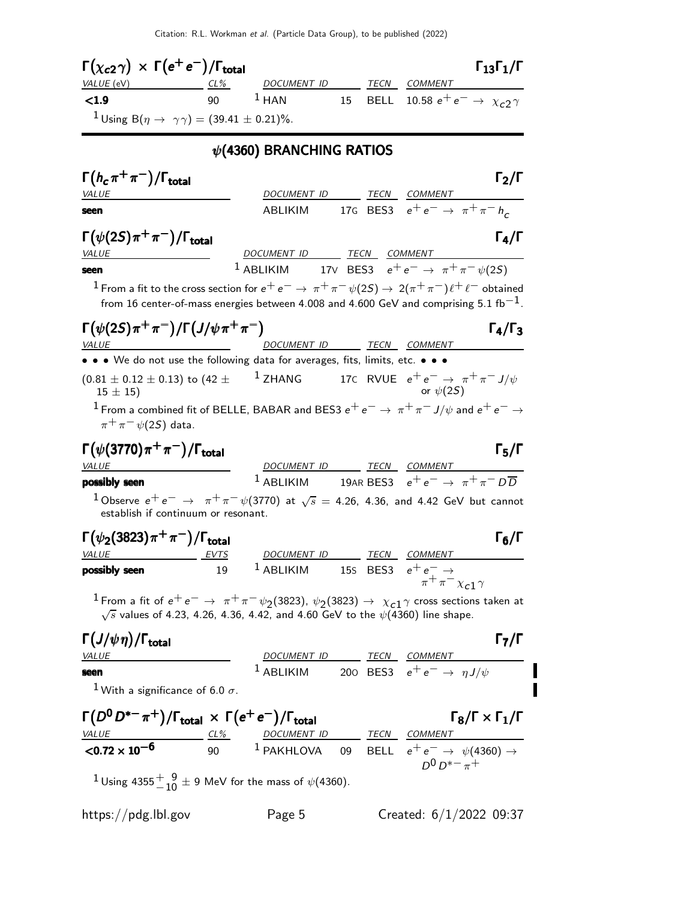## $\Gamma(\chi_{c2}\gamma) \times \Gamma(e^+e^-)/\Gamma_{\text{total}}$ — $\Gamma_{13}\Gamma_1/\Gamma$

| VALUE (eV) | CL% | DOCUMENT ID | | TECN | COMMENT |
|---|---|---|---|---|---|
| **<1.9** | 90 | [1] HAN | 15 | BELL | 10.58 $e^+e^- \to \chi_{c2}\gamma$ |

[1] Using $B(\eta \to \gamma\gamma) = (39.41 \pm 0.21)\%$.

# $\psi(4360)$ BRANCHING RATIOS

## $\Gamma(h_c\pi^+\pi^-)/\Gamma_{\text{total}}$ — $\Gamma_2/\Gamma$

| VALUE | DOCUMENT ID | | TECN | COMMENT |
|---|---|---|---|---|
| **seen** | ABLIKIM | 17G | BES3 | $e^+e^- \to \pi^+\pi^- h_c$ |

## $\Gamma(\psi(2S)\pi^+\pi^-)/\Gamma_{\text{total}}$ — $\Gamma_4/\Gamma$

| VALUE | DOCUMENT ID | | TECN | COMMENT |
|---|---|---|---|---|
| **seen** | [1] ABLIKIM | 17V | BES3 | $e^+e^- \to \pi^+\pi^-\psi(2S)$ |

[1] From a fit to the cross section for $e^+e^- \to \pi^+\pi^-\psi(2S) \to 2(\pi^+\pi^-)\ell^+\ell^-$ obtained from 16 center-of-mass energies between 4.008 and 4.600 GeV and comprising 5.1 $\text{fb}^{-1}$.

## $\Gamma(\psi(2S)\pi^+\pi^-)/\Gamma(J/\psi\pi^+\pi^-)$ — $\Gamma_4/\Gamma_3$

| VALUE | DOCUMENT ID | | TECN | COMMENT |
|---|---|---|---|---|
| • • • We do not use the following data for averages, fits, limits, etc. • • • | | | | |
| $(0.81 \pm 0.12 \pm 0.13)$ to $(42 \pm 15 \pm 15)$ | [1] ZHANG | 17C | RVUE | $e^+e^- \to \pi^+\pi^- J/\psi$ or $\psi(2S)$ |

[1] From a combined fit of BELLE, BABAR and BES3 $e^+e^- \to \pi^+\pi^- J/\psi$ and $e^+e^- \to \pi^+\pi^-\psi(2S)$ data.

## $\Gamma(\psi(3770)\pi^+\pi^-)/\Gamma_{\text{total}}$ — $\Gamma_5/\Gamma$

| VALUE | DOCUMENT ID | | TECN | COMMENT |
|---|---|---|---|---|
| **possibly seen** | [1] ABLIKIM | 19AR | BES3 | $e^+e^- \to \pi^+\pi^- D\overline{D}$ |

[1] Observe $e^+e^- \to \pi^+\pi^-\psi(3770)$ at $\sqrt{s}$ = 4.26, 4.36, and 4.42 GeV but cannot establish if continuum or resonant.

## $\Gamma(\psi_2(3823)\pi^+\pi^-)/\Gamma_{\text{total}}$ — $\Gamma_6/\Gamma$

| VALUE | EVTS | DOCUMENT ID | | TECN | COMMENT |
|---|---|---|---|---|---|
| **possibly seen** | 19 | [1] ABLIKIM | 15S | BES3 | $e^+e^- \to \pi^+\pi^-\chi_{c1}\gamma$ |

[1] From a fit of $e^+e^- \to \pi^+\pi^-\psi_2(3823)$, $\psi_2(3823) \to \chi_{c1}\gamma$ cross sections taken at $\sqrt{s}$ values of 4.23, 4.26, 4.36, 4.42, and 4.60 GeV to the $\psi(4360)$ line shape.

## $\Gamma(J/\psi\eta)/\Gamma_{\text{total}}$ — $\Gamma_7/\Gamma$

| VALUE | DOCUMENT ID | | TECN | COMMENT |
|---|---|---|---|---|
| **seen** | [1] ABLIKIM | 20O | BES3 | $e^+e^- \to \eta J/\psi$ |

[1] With a significance of 6.0 $\sigma$.

## $\Gamma(D^0D^{*-}\pi^+)/\Gamma_{\text{total}} \times \Gamma(e^+e^-)/\Gamma_{\text{total}}$ — $\Gamma_8/\Gamma \times \Gamma_1/\Gamma$

| VALUE | CL% | DOCUMENT ID | | TECN | COMMENT |
|---|---|---|---|---|---|
| **$<0.72 \times 10^{-6}$** | 90 | [1] PAKHLOVA | 09 | BELL | $e^+e^- \to \psi(4360) \to D^0D^{*-}\pi^+$ |

[1] Using $4355^{+9}_{-10} \pm 9$ MeV for the mass of $\psi(4360)$.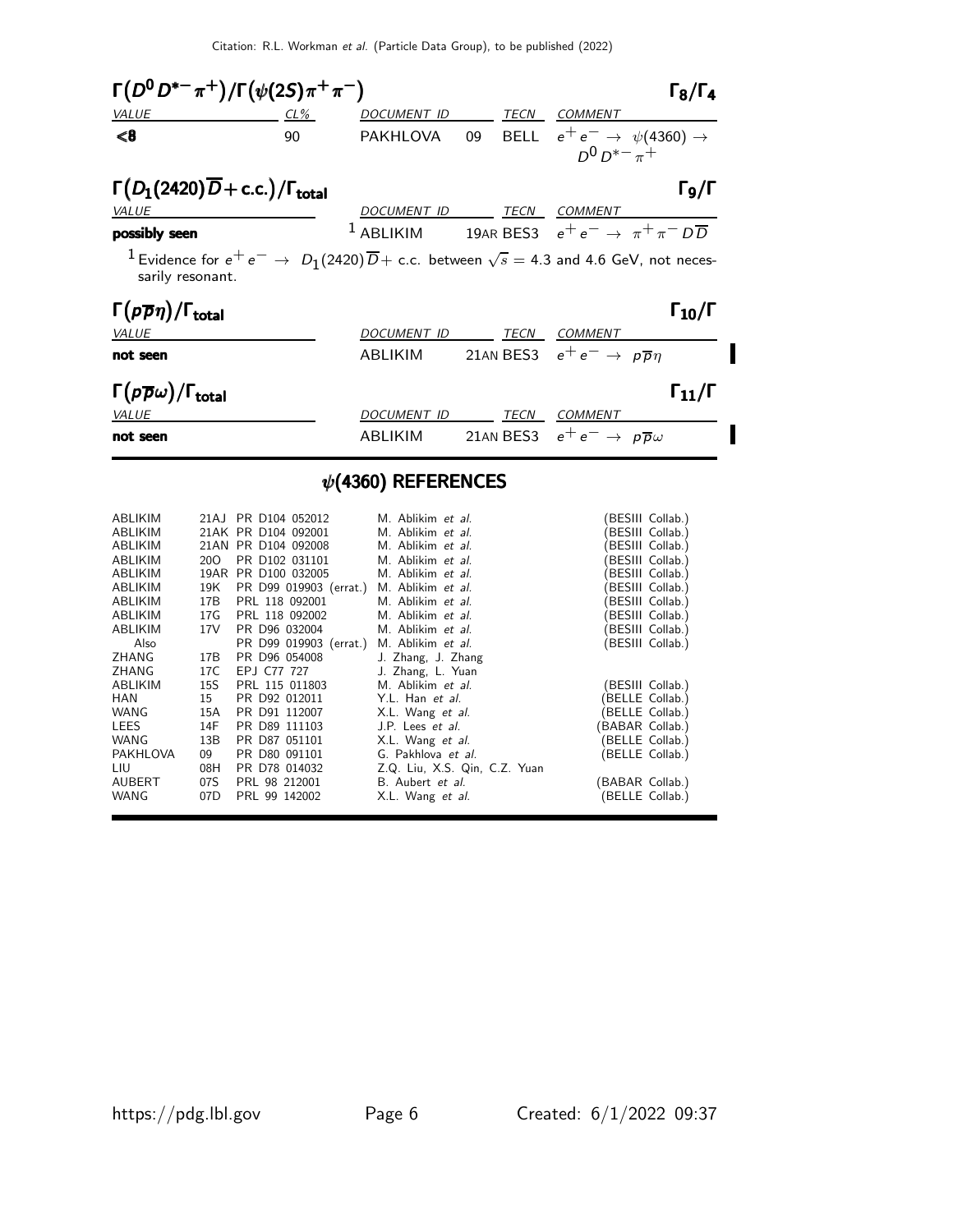### $\Gamma(D^0 D^{*-} \pi^+)/\Gamma(\psi(2S)\pi^+\pi^-)$ — $\Gamma_8/\Gamma_4$

| VALUE | CL% | DOCUMENT ID | | TECN | COMMENT |
|---|---|---|---|---|---|
| **<8** | 90 | PAKHLOVA | 09 | BELL | $e^+e^- \to \psi(4360) \to D^0 D^{*-} \pi^+$ |

### $\Gamma(D_1(2420)\overline{D} + \text{c.c.})/\Gamma_{\text{total}}$ — $\Gamma_9/\Gamma$

| VALUE | DOCUMENT ID | TECN | COMMENT |
|---|---|---|---|
| **possibly seen** | [1] ABLIKIM | 19AR BES3 | $e^+e^- \to \pi^+\pi^- D\overline{D}$ |

[1] Evidence for $e^+e^- \to D_1(2420)\overline{D}$+ c.c. between $\sqrt{s}$ = 4.3 and 4.6 GeV, not necessarily resonant.

### $\Gamma(p\overline{p}\eta)/\Gamma_{\text{total}}$ — $\Gamma_{10}/\Gamma$

| VALUE | DOCUMENT ID | TECN | COMMENT |
|---|---|---|---|
| **not seen** | ABLIKIM | 21AN BES3 | $e^+e^- \to p\overline{p}\eta$ |

### $\Gamma(p\overline{p}\omega)/\Gamma_{\text{total}}$ — $\Gamma_{11}/\Gamma$

| VALUE | DOCUMENT ID | TECN | COMMENT |
|---|---|---|---|
| **not seen** | ABLIKIM | 21AN BES3 | $e^+e^- \to p\overline{p}\omega$ |

## $\psi(4360)$ REFERENCES

| | | | | |
|---|---|---|---|---|
| ABLIKIM | 21AJ | PR D104 052012 | M. Ablikim *et al.* | (BESIII Collab.) |
| ABLIKIM | 21AK | PR D104 092001 | M. Ablikim *et al.* | (BESIII Collab.) |
| ABLIKIM | 21AN | PR D104 092008 | M. Ablikim *et al.* | (BESIII Collab.) |
| ABLIKIM | 20O | PR D102 031101 | M. Ablikim *et al.* | (BESIII Collab.) |
| ABLIKIM | 19AR | PR D100 032005 | M. Ablikim *et al.* | (BESIII Collab.) |
| ABLIKIM | 19K | PR D99 019903 (errat.) | M. Ablikim *et al.* | (BESIII Collab.) |
| ABLIKIM | 17B | PRL 118 092001 | M. Ablikim *et al.* | (BESIII Collab.) |
| ABLIKIM | 17G | PRL 118 092002 | M. Ablikim *et al.* | (BESIII Collab.) |
| ABLIKIM | 17V | PR D96 032004 | M. Ablikim *et al.* | (BESIII Collab.) |
| Also | | PR D99 019903 (errat.) | M. Ablikim *et al.* | (BESIII Collab.) |
| ZHANG | 17B | PR D96 054008 | J. Zhang, J. Zhang | |
| ZHANG | 17C | EPJ C77 727 | J. Zhang, L. Yuan | |
| ABLIKIM | 15S | PRL 115 011803 | M. Ablikim *et al.* | (BESIII Collab.) |
| HAN | 15 | PR D92 012011 | Y.L. Han *et al.* | (BELLE Collab.) |
| WANG | 15A | PR D91 112007 | X.L. Wang *et al.* | (BELLE Collab.) |
| LEES | 14F | PR D89 111103 | J.P. Lees *et al.* | (BABAR Collab.) |
| WANG | 13B | PR D87 051101 | X.L. Wang *et al.* | (BELLE Collab.) |
| PAKHLOVA | 09 | PR D80 091101 | G. Pakhlova *et al.* | (BELLE Collab.) |
| LIU | 08H | PR D78 014032 | Z.Q. Liu, X.S. Qin, C.Z. Yuan | |
| AUBERT | 07S | PRL 98 212001 | B. Aubert *et al.* | (BABAR Collab.) |
| WANG | 07D | PRL 99 142002 | X.L. Wang *et al.* | (BELLE Collab.) |